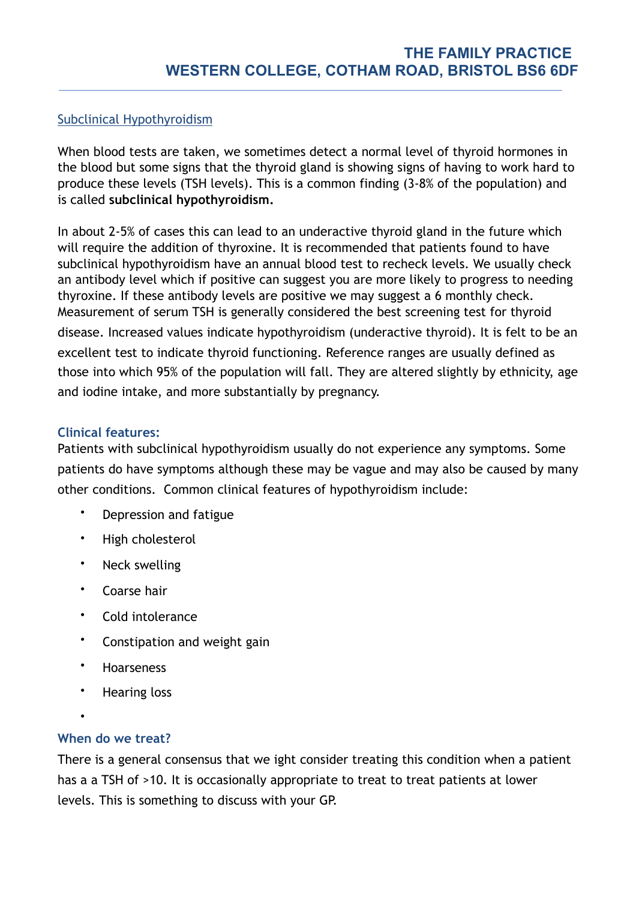**THE FAMILY PRACTICE**
**WESTERN COLLEGE, COTHAM ROAD, BRISTOL BS6 6DF**

---

## Subclinical Hypothyroidism

When blood tests are taken, we sometimes detect a normal level of thyroid hormones in the blood but some signs that the thyroid gland is showing signs of having to work hard to produce these levels (TSH levels). This is a common finding (3-8% of the population) and is called **subclinical hypothyroidism.**

In about 2-5% of cases this can lead to an underactive thyroid gland in the future which will require the addition of thyroxine. It is recommended that patients found to have subclinical hypothyroidism have an annual blood test to recheck levels. We usually check an antibody level which if positive can suggest you are more likely to progress to needing thyroxine. If these antibody levels are positive we may suggest a 6 monthly check. Measurement of serum TSH is generally considered the best screening test for thyroid disease. Increased values indicate hypothyroidism (underactive thyroid). It is felt to be an excellent test to indicate thyroid functioning. Reference ranges are usually defined as those into which 95% of the population will fall. They are altered slightly by ethnicity, age and iodine intake, and more substantially by pregnancy.

### Clinical features:

Patients with subclinical hypothyroidism usually do not experience any symptoms. Some patients do have symptoms although these may be vague and may also be caused by many other conditions. Common clinical features of hypothyroidism include:

- Depression and fatigue
- High cholesterol
- Neck swelling
- Coarse hair
- Cold intolerance
- Constipation and weight gain
- Hoarseness
- Hearing loss

### When do we treat?

There is a general consensus that we ight consider treating this condition when a patient has a a TSH of >10. It is occasionally appropriate to treat to treat patients at lower levels. This is something to discuss with your GP.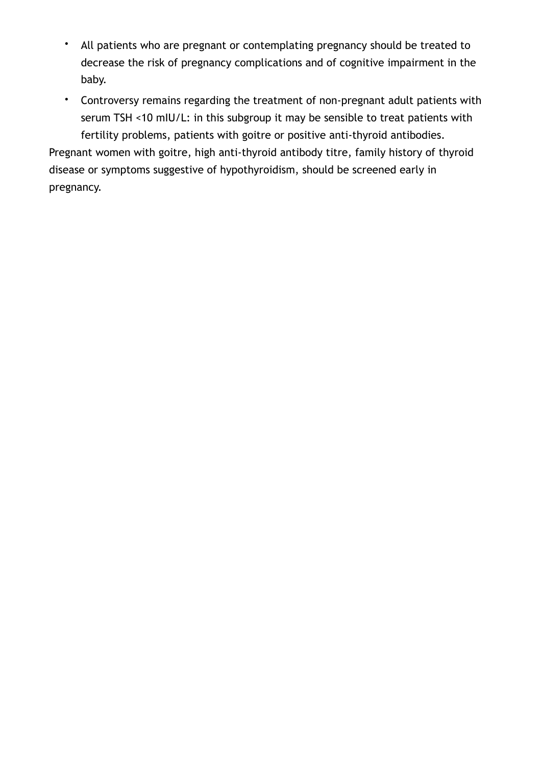- All patients who are pregnant or contemplating pregnancy should be treated to decrease the risk of pregnancy complications and of cognitive impairment in the baby.
- Controversy remains regarding the treatment of non-pregnant adult patients with serum TSH <10 mIU/L: in this subgroup it may be sensible to treat patients with fertility problems, patients with goitre or positive anti-thyroid antibodies.

Pregnant women with goitre, high anti-thyroid antibody titre, family history of thyroid disease or symptoms suggestive of hypothyroidism, should be screened early in pregnancy.